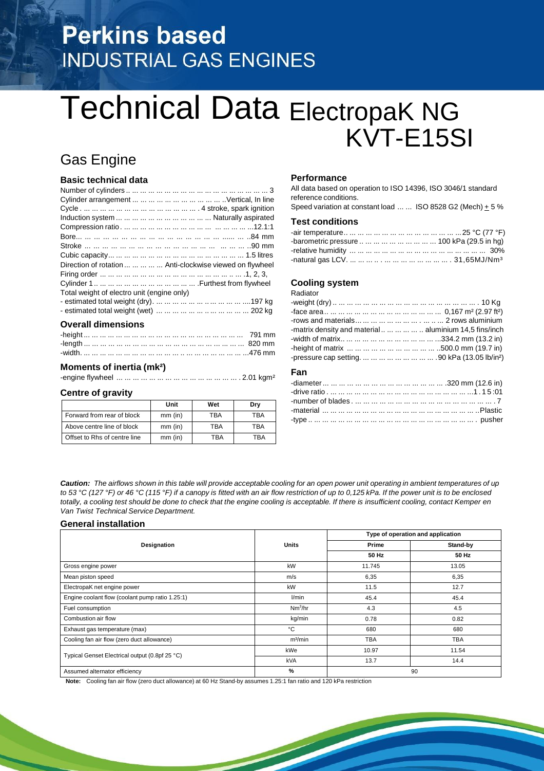# Perkins based
## INDUSTRIAL GAS ENGINES

# Technical Data ElectropaK NG KVT-E15SI

## Gas Engine

### Basic technical data

Number of cylinders .. ... ... ... ... ... ... ... ... ... ... ... ... ... ... ... ... 3
Cylinder arrangement ... ... ... ... ... ... ... ... ... ... ... ..Vertical, In line
Cycle . ... ... ... ... ... ... ... ... ... ... ... ... ... ... . 4 stroke, spark ignition
Induction system ... ... ... ... ... ... ... ... ... ... ... Naturally aspirated
Compression ratio . ... ... ... ... ... ... ... ... ... ... ... ... ... ... ... ...12.1:1
Bore... ... ... ... ... ... ... ... ... ... ... ... ... ... ... ... ...... ... ..84 mm
Stroke ... ... ... ... ... ... ... ... ... ... ... ... ... ... ... ... ... ... ... ..90 mm
Cubic capacity... ... ... ... ... ... ... ... ... ... ... ... ... ... ... ... 1.5 litres
Direction of rotation ... ... ... ... ... Anti-clockwise viewed on flywheel
Firing order ... ... ... ... ... ... ... ... ... ... ... ... ... ... ... ... ... .1, 2, 3,
Cylinder 1 .. ... ... ... ... ... ... ... ... ... ... ... .Furthest from flywheel
Total weight of electro unit (engine only)
- estimated total weight (dry). ... ... ... ... ... ... ... ... ... ... ....197 kg
- estimated total weight (wet) ... ... ... ... ... ... ... ... ... ... ... 202 kg

### Overall dimensions

-height ... ... ... ... ... ... ... ... ... ... ... ... ... ... ... ... ... ... ... 791 mm
-length ... ... ... ... ... ... ... ... ... ... ... ... ... ... ... ... ... ... ... 820 mm
-width. ... ... ... ... ... ... ... ... ... ... ... ... ... ... ... ... ... ... ...476 mm

### Moments of inertia (mk²)

-engine flywheel ... ... ... ... ... ... ... ... ... ... ... ... ... ... . 2.01 kgm²

### Centre of gravity

| | Unit | Wet | Dry |
|---|---|---|---|
| Forward from rear of block | mm (in) | TBA | TBA |
| Above centre line of block | mm (in) | TBA | TBA |
| Offset to Rhs of centre line | mm (in) | TBA | TBA |

### Performance

All data based on operation to ISO 14396, ISO 3046/1 standard reference conditions.
Speed variation at constant load ... ... ISO 8528 G2 (Mech) ± 5 %

### Test conditions

-air temperature.. ... ... ... ... ... ... ... ... ... ... ... ... 25 °C (77 °F)
-barometric pressure .. ... ... ... ... ... ... ... ... 100 kPa (29.5 in hg)
-relative humidity ... ... ... ... ... ... ... ... ... ... ... ... ... ... ... 30%
-natural gas LCV. ... ... ... .. . ... ... ... ... ... ... ... . 31,65MJ/Nm³

### Cooling system

Radiator
-weight (dry) .. ... ... ... ... ... ... ... ... ... ... ... ... ... ... ... . 10 Kg
-face area.. ... ... ... ... ... ... ... ... ... ... ... ... 0,167 m² (2.97 ft²)
-rows and materials... ... ... ... ... ... . ... .. ... 2 rows aluminium
-matrix density and material .. ... ... ... ... .. aluminium 14,5 fins/inch
-width of matrix.. ... ... ... ... ... ... ... ... ... ...334.2 mm (13.2 in)
-height of matrix ... ... ... ... ... ... ... ... ... ..500.0 mm (19.7 in)
-pressure cap setting. ... ... ... ... ... ... ... .90 kPa (13.05 lb/in²)

### Fan

-diameter ... ... ... ... ... ... ... ... ... ... ... ... .320 mm (12.6 in)
-drive ratio . ... ... ... ... ... ... ... ... ... ... ... ... ... ... ...1 . 1 5 :01
-number of blades . ... ... ... ... ... ... ... ... ... ... ... ... ... ... ... . 7
-material ... ... ... ... ... ... ... ... ... ... ... ... ... ... ... ... ... ..Plastic
-type .. ... ... ... ... ... ... ... ... ... ... ... ... ... ... ... ... ... ... . pusher

***Caution:*** *The airflows shown in this table will provide acceptable cooling for an open power unit operating in ambient temperatures of up to 53 °C (127 °F) or 46 °C (115 °F) if a canopy is fitted with an air flow restriction of up to 0,125 kPa. If the power unit is to be enclosed totally, a cooling test should be done to check that the engine cooling is acceptable. If there is insufficient cooling, contact Kemper en Van Twist Technical Service Department.*

### General installation

| Designation | Units | Type of operation and application | |
|---|---|---|---|
| | | Prime | Stand-by |
| | | 50 Hz | 50 Hz |
| Gross engine power | kW | 11.745 | 13.05 |
| Mean piston speed | m/s | 6,35 | 6,35 |
| ElectropaK net engine power | kW | 11.5 | 12.7 |
| Engine coolant flow (coolant pump ratio 1.25:1) | l/min | 45.4 | 45.4 |
| Fuel consumption | Nm³/hr | 4.3 | 4.5 |
| Combustion air flow | kg/min | 0.78 | 0.82 |
| Exhaust gas temperature (max) | °C | 680 | 680 |
| Cooling fan air flow (zero duct allowance) | m³/min | TBA | TBA |
| Typical Genset Electrical output (0.8pf 25 °C) | kWe | 10.97 | 11.54 |
| | kVA | 13.7 | 14.4 |
| Assumed alternator efficiency | % | 90 | |

**Note:** Cooling fan air flow (zero duct allowance) at 60 Hz Stand-by assumes 1.25:1 fan ratio and 120 kPa restriction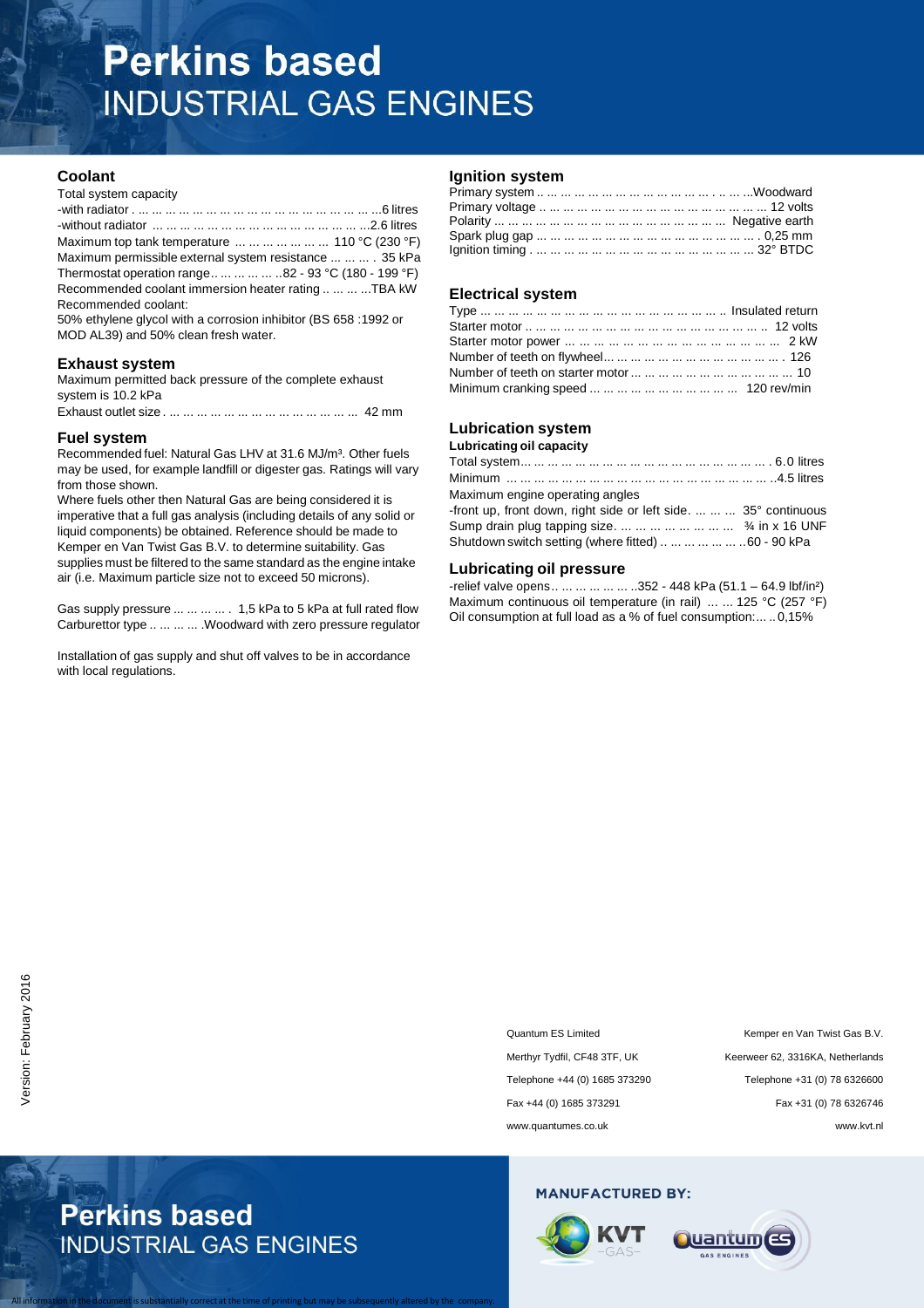# Perkins based INDUSTRIAL GAS ENGINES

## Coolant

Total system capacity

-with radiator . ... ... ... ... ... ... ... ... ... ... ... ... ... ... ... ... ... ...6 litres
-without radiator ... ... ... ... ... ... ... ... ... ... ... ... ... ... ... ... ...2.6 litres
Maximum top tank temperature ... ... ... ... ... ... ... 110 °C (230 °F)
Maximum permissible external system resistance ... ... ... . 35 kPa
Thermostat operation range.. ... ... ... ... ..82 - 93 °C (180 - 199 °F)
Recommended coolant immersion heater rating .. ... ... ...TBA kW
Recommended coolant:

50% ethylene glycol with a corrosion inhibitor (BS 658 :1992 or MOD AL39) and 50% clean fresh water.

## Exhaust system

Maximum permitted back pressure of the complete exhaust system is 10.2 kPa

Exhaust outlet size . ... ... ... ... ... ... ... ... ... ... ... ... ... ... 42 mm

## Fuel system

Recommended fuel: Natural Gas LHV at 31.6 MJ/m³. Other fuels may be used, for example landfill or digester gas. Ratings will vary from those shown.

Where fuels other then Natural Gas are being considered it is imperative that a full gas analysis (including details of any solid or liquid components) be obtained. Reference should be made to Kemper en Van Twist Gas B.V. to determine suitability. Gas supplies must be filtered to the same standard as the engine intake air (i.e. Maximum particle size not to exceed 50 microns).

Gas supply pressure ... ... ... ... . 1,5 kPa to 5 kPa at full rated flow
Carburettor type .. ... ... ... .Woodward with zero pressure regulator

Installation of gas supply and shut off valves to be in accordance with local regulations.

## Ignition system

Primary system .. ... ... ... ... ... ... ... ... ... ... ... ... . .. ... ...Woodward
Primary voltage .. ... ... ... ... ... ... ... ... ... ... ... ... ... ... ... ... 12 volts
Polarity ... ... ... ... ... ... ... ... ... ... ... ... ... ... ... ... ... Negative earth
Spark plug gap ... ... ... ... ... ... ... ... ... ... ... ... ... ... ... ... . 0,25 mm
Ignition timing . ... ... ... ... ... ... ... ... ... ... ... ... ... ... ... ... 32° BTDC

## Electrical system

Type ... ... ... ... ... ... ... ... ... ... ... ... ... ... ... ... ... .. Insulated return
Starter motor .. ... ... ... ... ... ... ... ... ... ... ... ... ... ... ... ... .. 12 volts
Starter motor power ... ... ... ... ... ... ... ... ... ... ... ... ... ... ... 2 kW
Number of teeth on flywheel... ... ... ... ... ... ... ... ... ... ... ... . 126
Number of teeth on starter motor ... ... ... ... ... ... ... ... ... ... ... 10
Minimum cranking speed ... ... ... ... ... ... ... ... ... ... 120 rev/min

## Lubrication system

**Lubricating oil capacity**

Total system... ... ... ... ... ... ... ... ... ... ... ... ... ... ... ... ... . 6.0 litres
Minimum ... ... ... ... ... ... ... ... ... ... ... ... ... ... ... ... ... ... ..4.5 litres
Maximum engine operating angles
-front up, front down, right side or left side. ... ... ... 35° continuous
Sump drain plug tapping size. ... ... ... ... ... ... ... ¾ in x 16 UNF
Shutdown switch setting (where fitted) .. ... ... ... ... ... ..60 - 90 kPa

## Lubricating oil pressure

-relief valve opens.. ... ... ... ... ... ..352 - 448 kPa (51.1 – 64.9 lbf/in²)
Maximum continuous oil temperature (in rail) ... ... 125 °C (257 °F)
Oil consumption at full load as a % of fuel consumption:... .. 0,15%

Version: February 2016

Quantum ES Limited
Merthyr Tydfil, CF48 3TF, UK
Telephone +44 (0) 1685 373290
Fax +44 (0) 1685 373291
www.quantumes.co.uk

Kemper en Van Twist Gas B.V.
Keerweer 62, 3316KA, Netherlands
Telephone +31 (0) 78 6326600
Fax +31 (0) 78 6326746
www.kvt.nl

**MANUFACTURED BY:** KVT -GAS- Quantum ES GAS ENGINES

All information in the document is substantially correct at the time of printing but may be subsequently altered by the company.